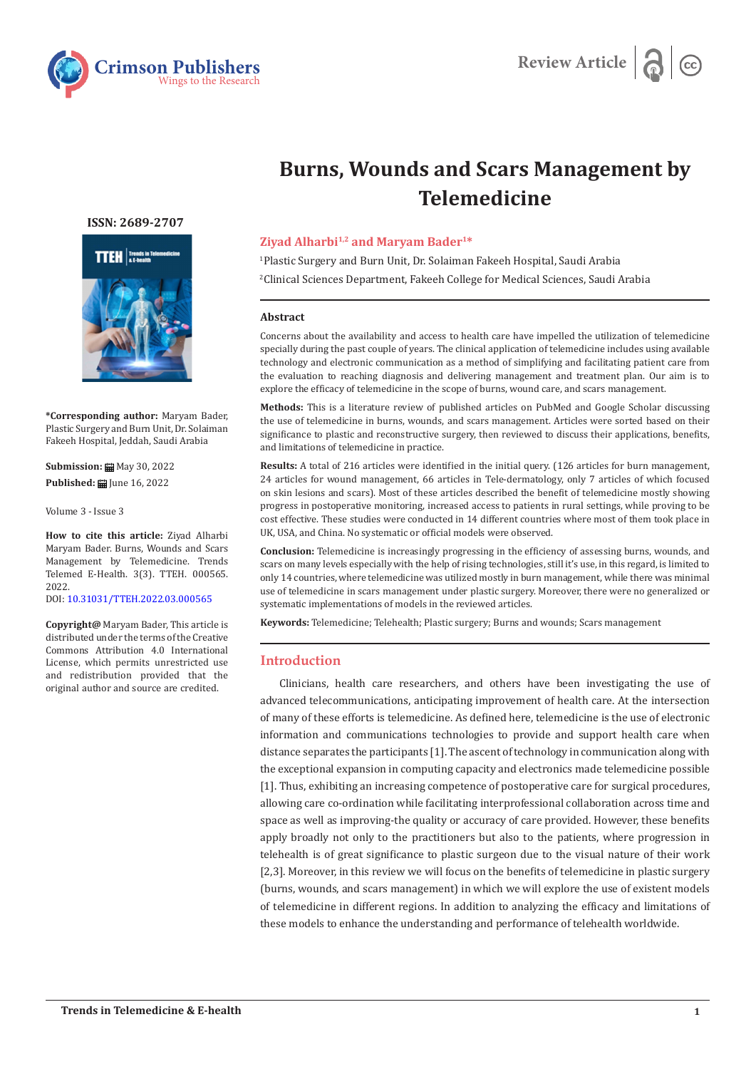Review Article

# Burns, Wounds and Scars Management by Telemedicine

**Ziyad Alharbi[1,2] and Maryam Bader[1]***

[1]Plastic Surgery and Burn Unit, Dr. Solaiman Fakeeh Hospital, Saudi Arabia

[2]Clinical Sciences Department, Fakeeh College for Medical Sciences, Saudi Arabia

**ISSN: 2689-2707**

***Corresponding author:** Maryam Bader, Plastic Surgery and Burn Unit, Dr. Solaiman Fakeeh Hospital, Jeddah, Saudi Arabia

**Submission:** May 30, 2022

**Published:** June 16, 2022

Volume 3 - Issue 3

**How to cite this article:** Ziyad Alharbi Maryam Bader. Burns, Wounds and Scars Management by Telemedicine. Trends Telemed E-Health. 3(3). TTEH. 000565. 2022.
DOI: 10.31031/TTEH.2022.03.000565

**Copyright@** Maryam Bader, This article is distributed under the terms of the Creative Commons Attribution 4.0 International License, which permits unrestricted use and redistribution provided that the original author and source are credited.

## Abstract

Concerns about the availability and access to health care have impelled the utilization of telemedicine specially during the past couple of years. The clinical application of telemedicine includes using available technology and electronic communication as a method of simplifying and facilitating patient care from the evaluation to reaching diagnosis and delivering management and treatment plan. Our aim is to explore the efficacy of telemedicine in the scope of burns, wound care, and scars management.

**Methods:** This is a literature review of published articles on PubMed and Google Scholar discussing the use of telemedicine in burns, wounds, and scars management. Articles were sorted based on their significance to plastic and reconstructive surgery, then reviewed to discuss their applications, benefits, and limitations of telemedicine in practice.

**Results:** A total of 216 articles were identified in the initial query. (126 articles for burn management, 24 articles for wound management, 66 articles in Tele-dermatology, only 7 articles of which focused on skin lesions and scars). Most of these articles described the benefit of telemedicine mostly showing progress in postoperative monitoring, increased access to patients in rural settings, while proving to be cost effective. These studies were conducted in 14 different countries where most of them took place in UK, USA, and China. No systematic or official models were observed.

**Conclusion:** Telemedicine is increasingly progressing in the efficiency of assessing burns, wounds, and scars on many levels especially with the help of rising technologies, still it's use, in this regard, is limited to only 14 countries, where telemedicine was utilized mostly in burn management, while there was minimal use of telemedicine in scars management under plastic surgery. Moreover, there were no generalized or systematic implementations of models in the reviewed articles.

**Keywords:** Telemedicine; Telehealth; Plastic surgery; Burns and wounds; Scars management

## Introduction

Clinicians, health care researchers, and others have been investigating the use of advanced telecommunications, anticipating improvement of health care. At the intersection of many of these efforts is telemedicine. As defined here, telemedicine is the use of electronic information and communications technologies to provide and support health care when distance separates the participants [1]. The ascent of technology in communication along with the exceptional expansion in computing capacity and electronics made telemedicine possible [1]. Thus, exhibiting an increasing competence of postoperative care for surgical procedures, allowing care co-ordination while facilitating interprofessional collaboration across time and space as well as improving-the quality or accuracy of care provided. However, these benefits apply broadly not only to the practitioners but also to the patients, where progression in telehealth is of great significance to plastic surgeon due to the visual nature of their work [2,3]. Moreover, in this review we will focus on the benefits of telemedicine in plastic surgery (burns, wounds, and scars management) in which we will explore the use of existent models of telemedicine in different regions. In addition to analyzing the efficacy and limitations of these models to enhance the understanding and performance of telehealth worldwide.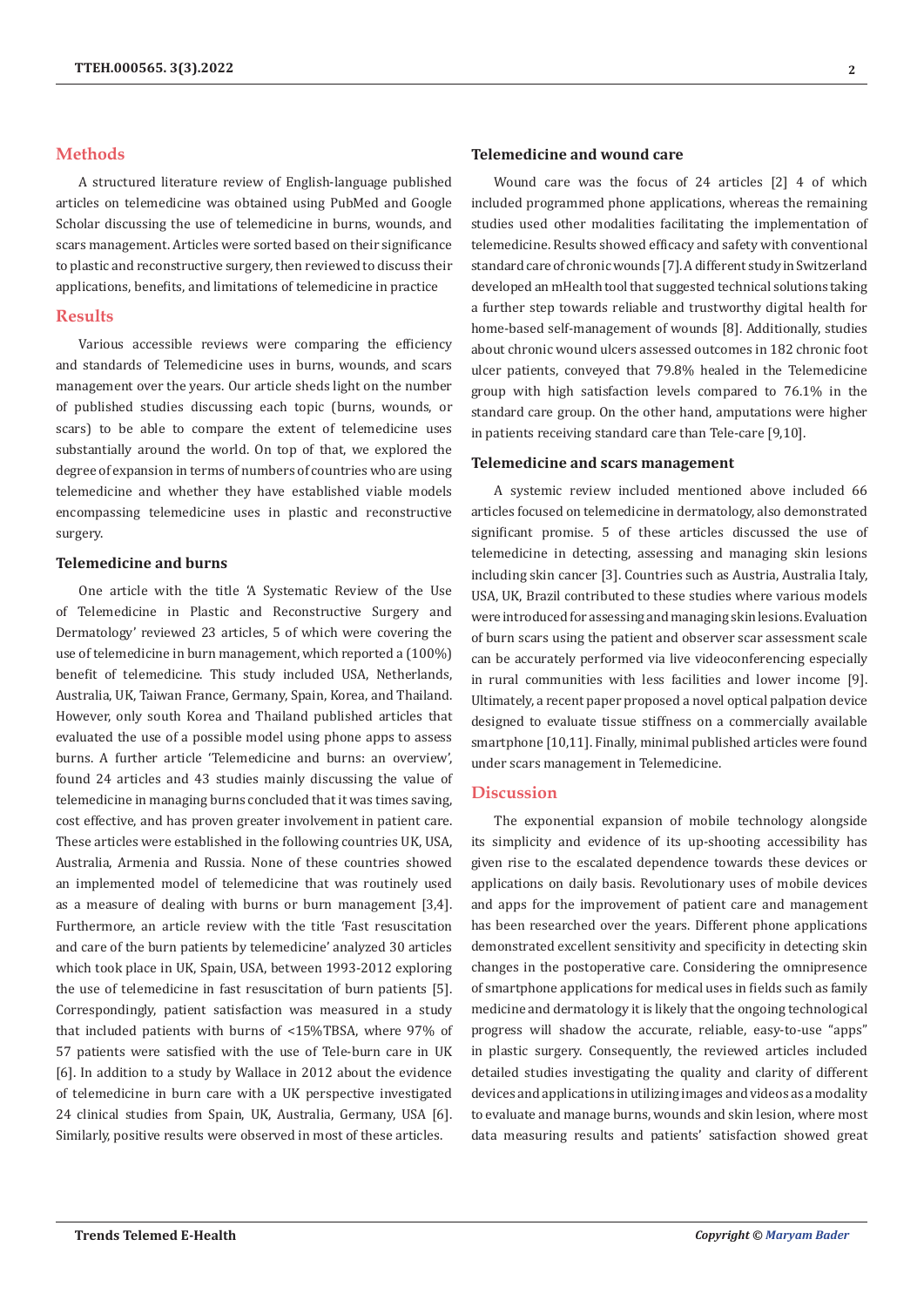## Methods

A structured literature review of English-language published articles on telemedicine was obtained using PubMed and Google Scholar discussing the use of telemedicine in burns, wounds, and scars management. Articles were sorted based on their significance to plastic and reconstructive surgery, then reviewed to discuss their applications, benefits, and limitations of telemedicine in practice

## Results

Various accessible reviews were comparing the efficiency and standards of Telemedicine uses in burns, wounds, and scars management over the years. Our article sheds light on the number of published studies discussing each topic (burns, wounds, or scars) to be able to compare the extent of telemedicine uses substantially around the world. On top of that, we explored the degree of expansion in terms of numbers of countries who are using telemedicine and whether they have established viable models encompassing telemedicine uses in plastic and reconstructive surgery.

### Telemedicine and burns

One article with the title 'A Systematic Review of the Use of Telemedicine in Plastic and Reconstructive Surgery and Dermatology' reviewed 23 articles, 5 of which were covering the use of telemedicine in burn management, which reported a (100%) benefit of telemedicine. This study included USA, Netherlands, Australia, UK, Taiwan France, Germany, Spain, Korea, and Thailand. However, only south Korea and Thailand published articles that evaluated the use of a possible model using phone apps to assess burns. A further article 'Telemedicine and burns: an overview', found 24 articles and 43 studies mainly discussing the value of telemedicine in managing burns concluded that it was times saving, cost effective, and has proven greater involvement in patient care. These articles were established in the following countries UK, USA, Australia, Armenia and Russia. None of these countries showed an implemented model of telemedicine that was routinely used as a measure of dealing with burns or burn management [3,4]. Furthermore, an article review with the title 'Fast resuscitation and care of the burn patients by telemedicine' analyzed 30 articles which took place in UK, Spain, USA, between 1993-2012 exploring the use of telemedicine in fast resuscitation of burn patients [5]. Correspondingly, patient satisfaction was measured in a study that included patients with burns of <15%TBSA, where 97% of 57 patients were satisfied with the use of Tele-burn care in UK [6]. In addition to a study by Wallace in 2012 about the evidence of telemedicine in burn care with a UK perspective investigated 24 clinical studies from Spain, UK, Australia, Germany, USA [6]. Similarly, positive results were observed in most of these articles.

### Telemedicine and wound care

Wound care was the focus of 24 articles [2] 4 of which included programmed phone applications, whereas the remaining studies used other modalities facilitating the implementation of telemedicine. Results showed efficacy and safety with conventional standard care of chronic wounds [7]. A different study in Switzerland developed an mHealth tool that suggested technical solutions taking a further step towards reliable and trustworthy digital health for home-based self-management of wounds [8]. Additionally, studies about chronic wound ulcers assessed outcomes in 182 chronic foot ulcer patients, conveyed that 79.8% healed in the Telemedicine group with high satisfaction levels compared to 76.1% in the standard care group. On the other hand, amputations were higher in patients receiving standard care than Tele-care [9,10].

### Telemedicine and scars management

A systemic review included mentioned above included 66 articles focused on telemedicine in dermatology, also demonstrated significant promise. 5 of these articles discussed the use of telemedicine in detecting, assessing and managing skin lesions including skin cancer [3]. Countries such as Austria, Australia Italy, USA, UK, Brazil contributed to these studies where various models were introduced for assessing and managing skin lesions. Evaluation of burn scars using the patient and observer scar assessment scale can be accurately performed via live videoconferencing especially in rural communities with less facilities and lower income [9]. Ultimately, a recent paper proposed a novel optical palpation device designed to evaluate tissue stiffness on a commercially available smartphone [10,11]. Finally, minimal published articles were found under scars management in Telemedicine.

## Discussion

The exponential expansion of mobile technology alongside its simplicity and evidence of its up-shooting accessibility has given rise to the escalated dependence towards these devices or applications on daily basis. Revolutionary uses of mobile devices and apps for the improvement of patient care and management has been researched over the years. Different phone applications demonstrated excellent sensitivity and specificity in detecting skin changes in the postoperative care. Considering the omnipresence of smartphone applications for medical uses in fields such as family medicine and dermatology it is likely that the ongoing technological progress will shadow the accurate, reliable, easy-to-use "apps" in plastic surgery. Consequently, the reviewed articles included detailed studies investigating the quality and clarity of different devices and applications in utilizing images and videos as a modality to evaluate and manage burns, wounds and skin lesion, where most data measuring results and patients' satisfaction showed great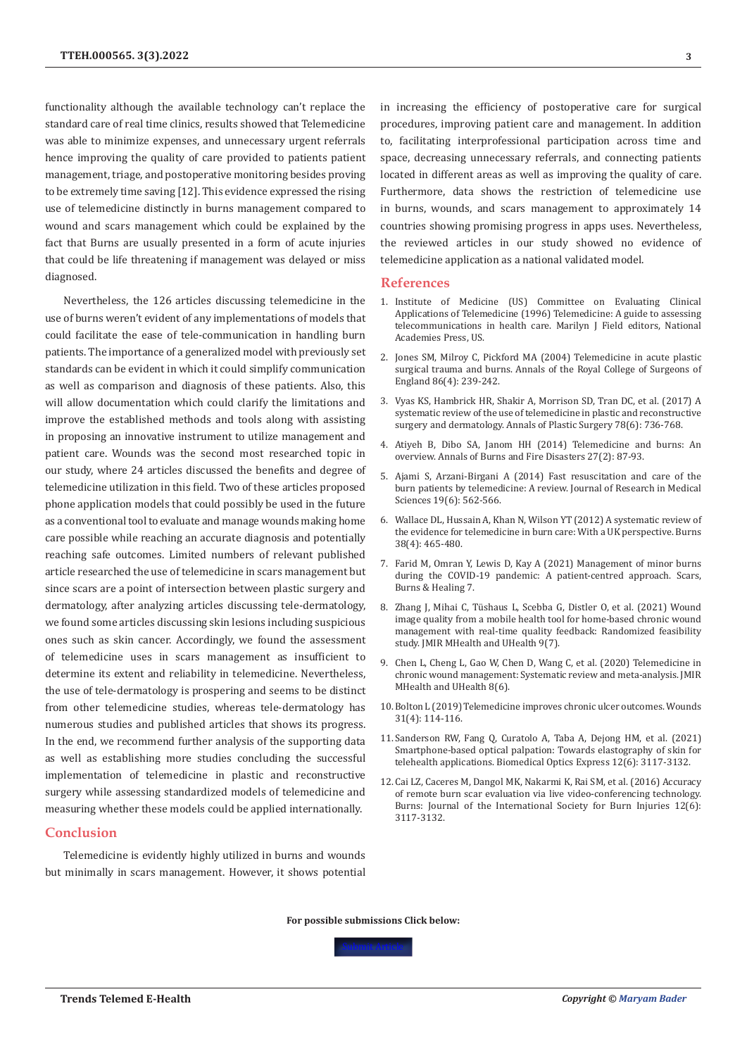functionality although the available technology can't replace the standard care of real time clinics, results showed that Telemedicine was able to minimize expenses, and unnecessary urgent referrals hence improving the quality of care provided to patients patient management, triage, and postoperative monitoring besides proving to be extremely time saving [12]. This evidence expressed the rising use of telemedicine distinctly in burns management compared to wound and scars management which could be explained by the fact that Burns are usually presented in a form of acute injuries that could be life threatening if management was delayed or miss diagnosed.

Nevertheless, the 126 articles discussing telemedicine in the use of burns weren't evident of any implementations of models that could facilitate the ease of tele-communication in handling burn patients. The importance of a generalized model with previously set standards can be evident in which it could simplify communication as well as comparison and diagnosis of these patients. Also, this will allow documentation which could clarify the limitations and improve the established methods and tools along with assisting in proposing an innovative instrument to utilize management and patient care. Wounds was the second most researched topic in our study, where 24 articles discussed the benefits and degree of telemedicine utilization in this field. Two of these articles proposed phone application models that could possibly be used in the future as a conventional tool to evaluate and manage wounds making home care possible while reaching an accurate diagnosis and potentially reaching safe outcomes. Limited numbers of relevant published article researched the use of telemedicine in scars management but since scars are a point of intersection between plastic surgery and dermatology, after analyzing articles discussing tele-dermatology, we found some articles discussing skin lesions including suspicious ones such as skin cancer. Accordingly, we found the assessment of telemedicine uses in scars management as insufficient to determine its extent and reliability in telemedicine. Nevertheless, the use of tele-dermatology is prospering and seems to be distinct from other telemedicine studies, whereas tele-dermatology has numerous studies and published articles that shows its progress. In the end, we recommend further analysis of the supporting data as well as establishing more studies concluding the successful implementation of telemedicine in plastic and reconstructive surgery while assessing standardized models of telemedicine and measuring whether these models could be applied internationally.

## Conclusion

Telemedicine is evidently highly utilized in burns and wounds but minimally in scars management. However, it shows potential in increasing the efficiency of postoperative care for surgical procedures, improving patient care and management. In addition to, facilitating interprofessional participation across time and space, decreasing unnecessary referrals, and connecting patients located in different areas as well as improving the quality of care. Furthermore, data shows the restriction of telemedicine use in burns, wounds, and scars management to approximately 14 countries showing promising progress in apps uses. Nevertheless, the reviewed articles in our study showed no evidence of telemedicine application as a national validated model.

## References

1. Institute of Medicine (US) Committee on Evaluating Clinical Applications of Telemedicine (1996) Telemedicine: A guide to assessing telecommunications in health care. Marilyn J Field editors, National Academies Press, US.
2. Jones SM, Milroy C, Pickford MA (2004) Telemedicine in acute plastic surgical trauma and burns. Annals of the Royal College of Surgeons of England 86(4): 239-242.
3. Vyas KS, Hambrick HR, Shakir A, Morrison SD, Tran DC, et al. (2017) A systematic review of the use of telemedicine in plastic and reconstructive surgery and dermatology. Annals of Plastic Surgery 78(6): 736-768.
4. Atiyeh B, Dibo SA, Janom HH (2014) Telemedicine and burns: An overview. Annals of Burns and Fire Disasters 27(2): 87-93.
5. Ajami S, Arzani-Birgani A (2014) Fast resuscitation and care of the burn patients by telemedicine: A review. Journal of Research in Medical Sciences 19(6): 562-566.
6. Wallace DL, Hussain A, Khan N, Wilson YT (2012) A systematic review of the evidence for telemedicine in burn care: With a UK perspective. Burns 38(4): 465-480.
7. Farid M, Omran Y, Lewis D, Kay A (2021) Management of minor burns during the COVID-19 pandemic: A patient-centred approach. Scars, Burns & Healing 7.
8. Zhang J, Mihai C, Tüshaus L, Scebba G, Distler O, et al. (2021) Wound image quality from a mobile health tool for home-based chronic wound management with real-time quality feedback: Randomized feasibility study. JMIR MHealth and UHealth 9(7).
9. Chen L, Cheng L, Gao W, Chen D, Wang C, et al. (2020) Telemedicine in chronic wound management: Systematic review and meta-analysis. JMIR MHealth and UHealth 8(6).
10. Bolton L (2019) Telemedicine improves chronic ulcer outcomes. Wounds 31(4): 114-116.
11. Sanderson RW, Fang Q, Curatolo A, Taba A, Dejong HM, et al. (2021) Smartphone-based optical palpation: Towards elastography of skin for telehealth applications. Biomedical Optics Express 12(6): 3117-3132.
12. Cai LZ, Caceres M, Dangol MK, Nakarmi K, Rai SM, et al. (2016) Accuracy of remote burn scar evaluation via live video-conferencing technology. Burns: Journal of the International Society for Burn Injuries 12(6): 3117-3132.

For possible submissions Click below:

Submit Article